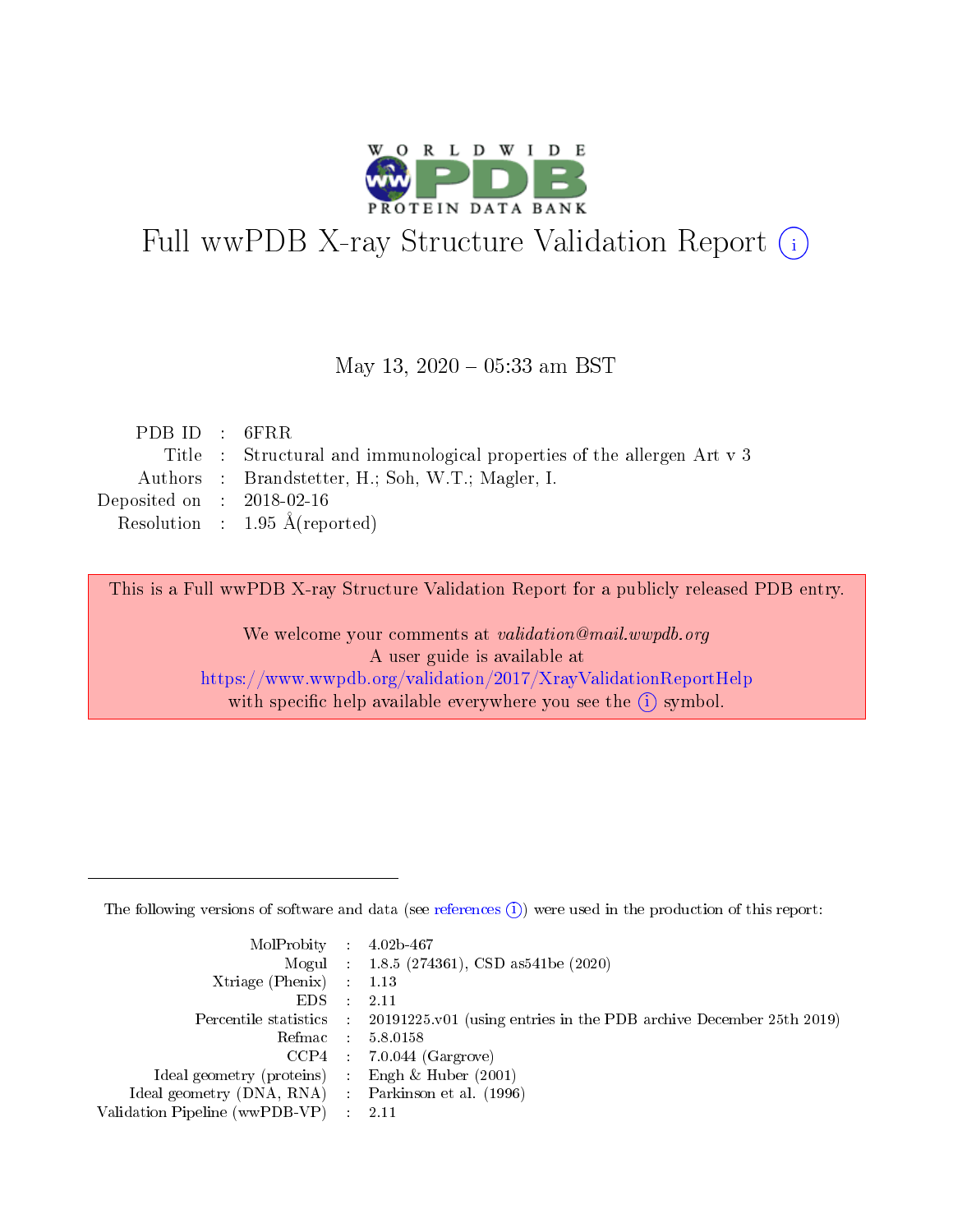# Full wwPDB X-ray Structure Validation Report (i)

May 13, 2020 – 05:33 am BST

| | | |
|---|---|---|
| PDB ID | : | 6FRR |
| Title | : | Structural and immunological properties of the allergen Art v 3 |
| Authors | : | Brandstetter, H.; Soh, W.T.; Magler, I. |
| Deposited on | : | 2018-02-16 |
| Resolution | : | 1.95 Å(reported) |

This is a Full wwPDB X-ray Structure Validation Report for a publicly released PDB entry.

We welcome your comments at *validation@mail.wwpdb.org*
A user guide is available at
https://www.wwpdb.org/validation/2017/XrayValidationReportHelp
with specific help available everywhere you see the (i) symbol.

---

The following versions of software and data (see references (i)) were used in the production of this report:

| | | |
|---|---|---|
| MolProbity | : | 4.02b-467 |
| Mogul | : | 1.8.5 (274361), CSD as541be (2020) |
| Xtriage (Phenix) | : | 1.13 |
| EDS | : | 2.11 |
| Percentile statistics | : | 20191225.v01 (using entries in the PDB archive December 25th 2019) |
| Refmac | : | 5.8.0158 |
| CCP4 | : | 7.0.044 (Gargrove) |
| Ideal geometry (proteins) | : | Engh & Huber (2001) |
| Ideal geometry (DNA, RNA) | : | Parkinson et al. (1996) |
| Validation Pipeline (wwPDB-VP) | : | 2.11 |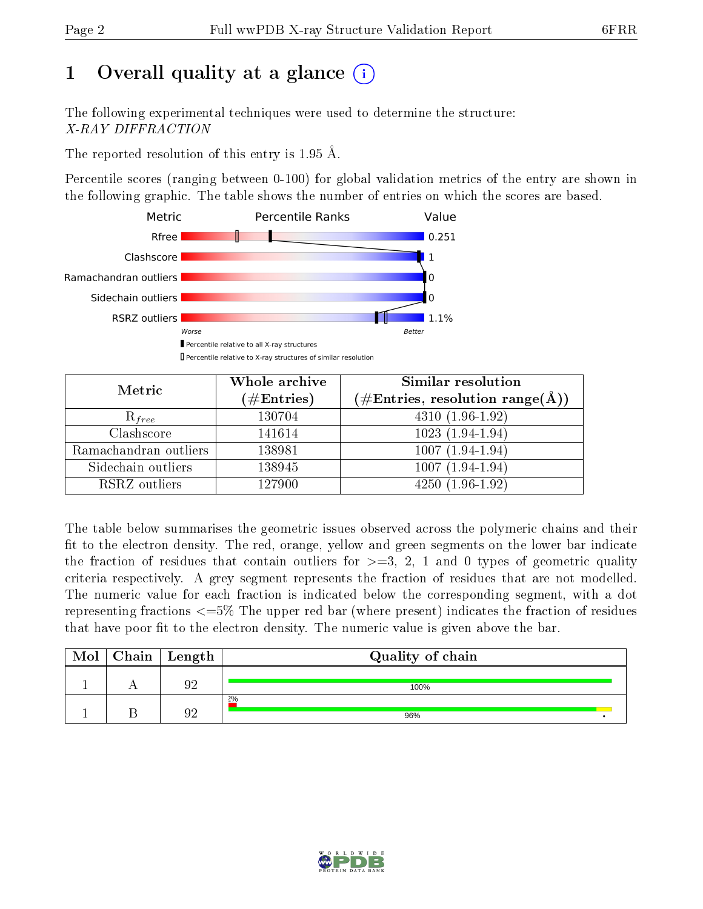# 1 Overall quality at a glance (i)

The following experimental techniques were used to determine the structure:
*X-RAY DIFFRACTION*

The reported resolution of this entry is 1.95 Å.

Percentile scores (ranging between 0-100) for global validation metrics of the entry are shown in the following graphic. The table shows the number of entries on which the scores are based.

| Metric | Value |
|---|---|
| Rfree | 0.251 |
| Clashscore | 1 |
| Ramachandran outliers | 0 |
| Sidechain outliers | 0 |
| RSRZ outliers | 1.1% |

Worse — Better

▮ Percentile relative to all X-ray structures
▯ Percentile relative to X-ray structures of similar resolution

| Metric | Whole archive (#Entries) | Similar resolution (#Entries, resolution range(Å)) |
|---|---|---|
| $R_{free}$ | 130704 | 4310 (1.96-1.92) |
| Clashscore | 141614 | 1023 (1.94-1.94) |
| Ramachandran outliers | 138981 | 1007 (1.94-1.94) |
| Sidechain outliers | 138945 | 1007 (1.94-1.94) |
| RSRZ outliers | 127900 | 4250 (1.96-1.92) |

The table below summarises the geometric issues observed across the polymeric chains and their fit to the electron density. The red, orange, yellow and green segments on the lower bar indicate the fraction of residues that contain outliers for >=3, 2, 1 and 0 types of geometric quality criteria respectively. A grey segment represents the fraction of residues that are not modelled. The numeric value for each fraction is indicated below the corresponding segment, with a dot representing fractions <=5% The upper red bar (where present) indicates the fraction of residues that have poor fit to the electron density. The numeric value is given above the bar.

| Mol | Chain | Length | Quality of chain |
|---|---|---|---|
| 1 | A | 92 | 100% |
| 1 | B | 92 | 2% (poor fit); 96% • |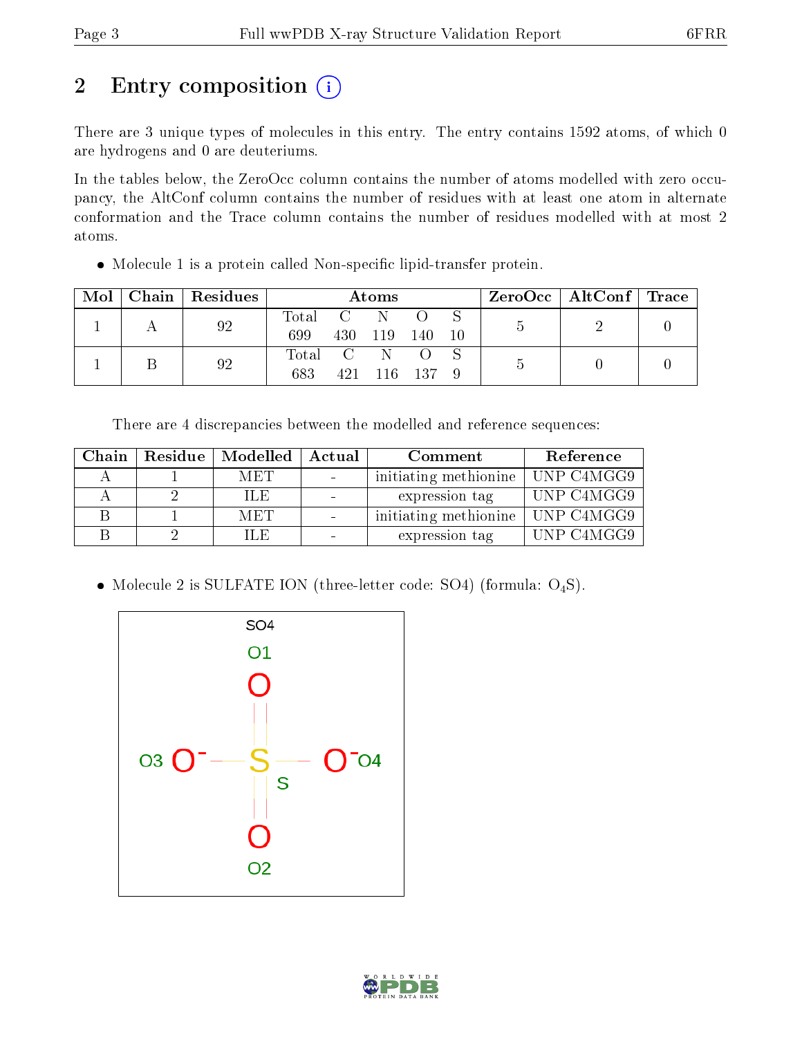## 2 Entry composition

There are 3 unique types of molecules in this entry. The entry contains 1592 atoms, of which 0 are hydrogens and 0 are deuteriums.

In the tables below, the ZeroOcc column contains the number of atoms modelled with zero occupancy, the AltConf column contains the number of residues with at least one atom in alternate conformation and the Trace column contains the number of residues modelled with at most 2 atoms.

- Molecule 1 is a protein called Non-specific lipid-transfer protein.

| Mol | Chain | Residues | Atoms | | | | | ZeroOcc | AltConf | Trace |
|---|---|---|---|---|---|---|---|---|---|---|
| 1 | A | 92 | Total 699 | C 430 | N 119 | O 140 | S 10 | 5 | 2 | 0 |
| 1 | B | 92 | Total 683 | C 421 | N 116 | O 137 | S 9 | 5 | 0 | 0 |

There are 4 discrepancies between the modelled and reference sequences:

| Chain | Residue | Modelled | Actual | Comment | Reference |
|---|---|---|---|---|---|
| A | 1 | MET | - | initiating methionine | UNP C4MGG9 |
| A | 2 | ILE | - | expression tag | UNP C4MGG9 |
| B | 1 | MET | - | initiating methionine | UNP C4MGG9 |
| B | 2 | ILE | - | expression tag | UNP C4MGG9 |

- Molecule 2 is SULFATE ION (three-letter code: SO4) (formula: $O_4S$).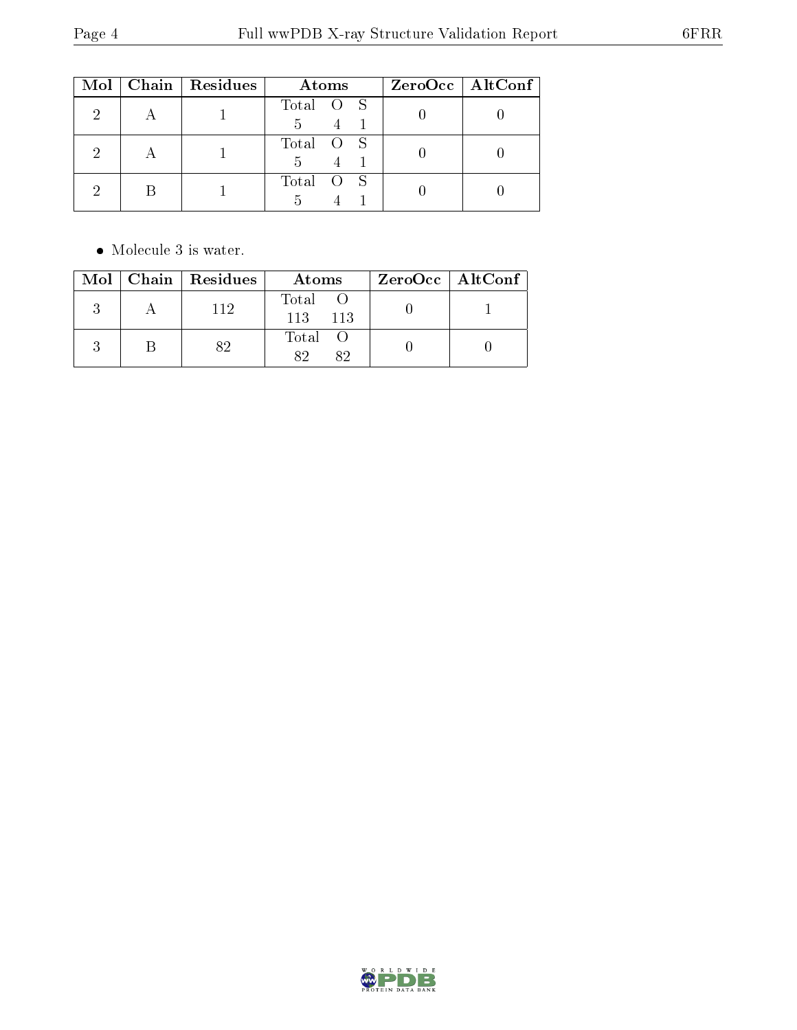| Mol | Chain | Residues | Atoms | | | ZeroOcc | AltConf |
|---|---|---|---|---|---|---|---|
| 2 | A | 1 | Total<br>5 | O<br>4 | S<br>1 | 0 | 0 |
| 2 | A | 1 | Total<br>5 | O<br>4 | S<br>1 | 0 | 0 |
| 2 | B | 1 | Total<br>5 | O<br>4 | S<br>1 | 0 | 0 |

- Molecule 3 is water.

| Mol | Chain | Residues | Atoms | | ZeroOcc | AltConf |
|---|---|---|---|---|---|---|
| 3 | A | 112 | Total<br>113 | O<br>113 | 0 | 1 |
| 3 | B | 82 | Total<br>82 | O<br>82 | 0 | 0 |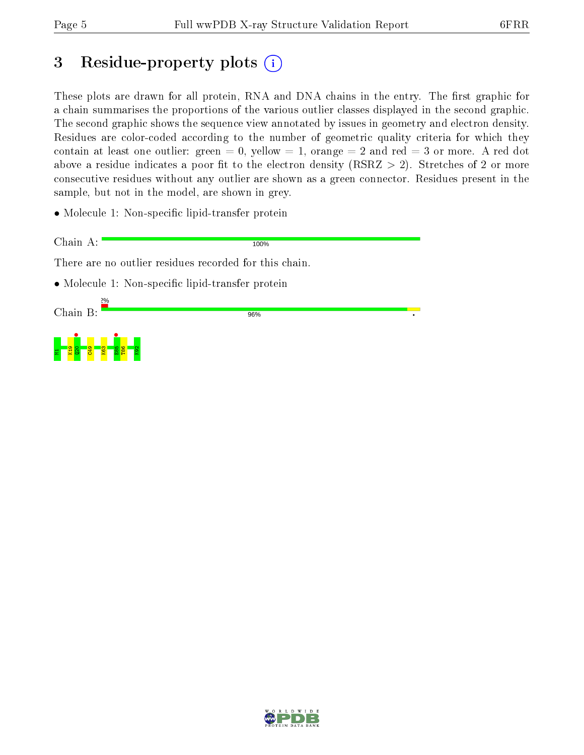# 3 Residue-property plots

These plots are drawn for all protein, RNA and DNA chains in the entry. The first graphic for a chain summarises the proportions of the various outlier classes displayed in the second graphic. The second graphic shows the sequence view annotated by issues in geometry and electron density. Residues are color-coded according to the number of geometric quality criteria for which they contain at least one outlier: green = 0, yellow = 1, orange = 2 and red = 3 or more. A red dot above a residue indicates a poor fit to the electron density (RSRZ > 2). Stretches of 2 or more consecutive residues without any outlier are shown as a green connector. Residues present in the sample, but not in the model, are shown in grey.

- Molecule 1: Non-specific lipid-transfer protein

Chain A: 100%

There are no outlier residues recorded for this chain.

- Molecule 1: Non-specific lipid-transfer protein

Chain B: 2% 96%

M1 K19 Q20 C49 K63 E85 T86 K92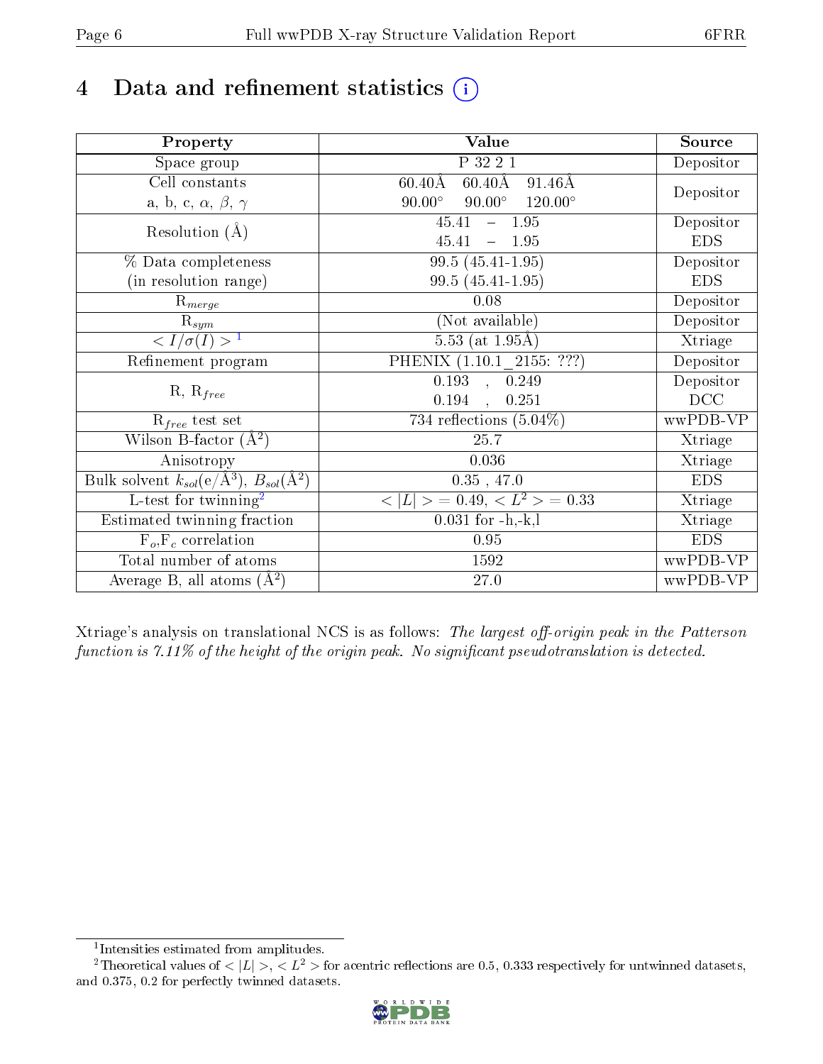# 4 Data and refinement statistics

| Property | Value | Source |
|---|---|---|
| Space group | P 32 2 1 | Depositor |
| Cell constants<br>a, b, c, $\alpha$, $\beta$, $\gamma$ | 60.40Å 60.40Å 91.46Å<br>90.00° 90.00° 120.00° | Depositor |
| Resolution (Å) | 45.41 – 1.95<br>45.41 – 1.95 | Depositor<br>EDS |
| % Data completeness<br>(in resolution range) | 99.5 (45.41-1.95)<br>99.5 (45.41-1.95) | Depositor<br>EDS |
| $R_{merge}$ | 0.08 | Depositor |
| $R_{sym}$ | (Not available) | Depositor |
| $< I/\sigma(I) >$ [1] | 5.53 (at 1.95Å) | Xtriage |
| Refinement program | PHENIX (1.10.1_2155: ???) | Depositor |
| R, $R_{free}$ | 0.193 , 0.249<br>0.194 , 0.251 | Depositor<br>DCC |
| $R_{free}$ test set | 734 reflections (5.04%) | wwPDB-VP |
| Wilson B-factor (Å$^2$) | 25.7 | Xtriage |
| Anisotropy | 0.036 | Xtriage |
| Bulk solvent $k_{sol}$(e/Å$^3$), $B_{sol}$(Å$^2$) | 0.35 , 47.0 | EDS |
| L-test for twinning[2] | $< \|L\| >$ = 0.49, $< L^2 >$ = 0.33 | Xtriage |
| Estimated twinning fraction | 0.031 for -h,-k,l | Xtriage |
| $F_o$,$F_c$ correlation | 0.95 | EDS |
| Total number of atoms | 1592 | wwPDB-VP |
| Average B, all atoms (Å$^2$) | 27.0 | wwPDB-VP |

Xtriage's analysis on translational NCS is as follows: *The largest off-origin peak in the Patterson function is 7.11% of the height of the origin peak. No significant pseudotranslation is detected.*

[1] Intensities estimated from amplitudes.

[2] Theoretical values of $< |L| >$, $< L^2 >$ for acentric reflections are 0.5, 0.333 respectively for untwinned datasets, and 0.375, 0.2 for perfectly twinned datasets.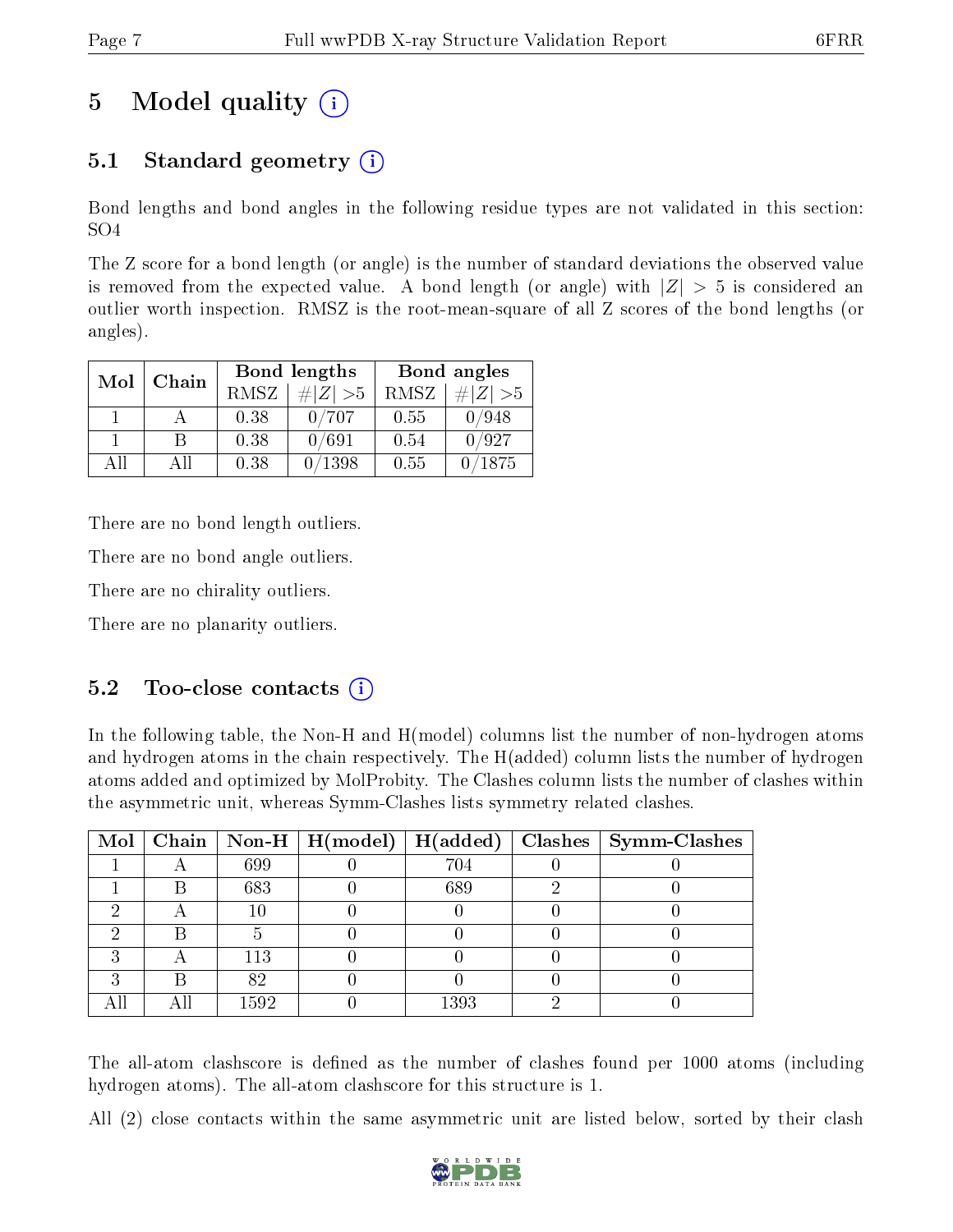# 5 Model quality (i)

## 5.1 Standard geometry (i)

Bond lengths and bond angles in the following residue types are not validated in this section: SO4

The Z score for a bond length (or angle) is the number of standard deviations the observed value is removed from the expected value. A bond length (or angle) with $|Z| > 5$ is considered an outlier worth inspection. RMSZ is the root-mean-square of all Z scores of the bond lengths (or angles).

| Mol | Chain | Bond lengths | | Bond angles | |
|---|---|---|---|---|---|
| | | RMSZ | $\#\|Z\| > 5$ | RMSZ | $\#\|Z\| > 5$ |
| 1 | A | 0.38 | 0/707 | 0.55 | 0/948 |
| 1 | B | 0.38 | 0/691 | 0.54 | 0/927 |
| All | All | 0.38 | 0/1398 | 0.55 | 0/1875 |

There are no bond length outliers.

There are no bond angle outliers.

There are no chirality outliers.

There are no planarity outliers.

## 5.2 Too-close contacts (i)

In the following table, the Non-H and H(model) columns list the number of non-hydrogen atoms and hydrogen atoms in the chain respectively. The H(added) column lists the number of hydrogen atoms added and optimized by MolProbity. The Clashes column lists the number of clashes within the asymmetric unit, whereas Symm-Clashes lists symmetry related clashes.

| Mol | Chain | Non-H | H(model) | H(added) | Clashes | Symm-Clashes |
|---|---|---|---|---|---|---|
| 1 | A | 699 | 0 | 704 | 0 | 0 |
| 1 | B | 683 | 0 | 689 | 2 | 0 |
| 2 | A | 10 | 0 | 0 | 0 | 0 |
| 2 | B | 5 | 0 | 0 | 0 | 0 |
| 3 | A | 113 | 0 | 0 | 0 | 0 |
| 3 | B | 82 | 0 | 0 | 0 | 0 |
| All | All | 1592 | 0 | 1393 | 2 | 0 |

The all-atom clashscore is defined as the number of clashes found per 1000 atoms (including hydrogen atoms). The all-atom clashscore for this structure is 1.

All (2) close contacts within the same asymmetric unit are listed below, sorted by their clash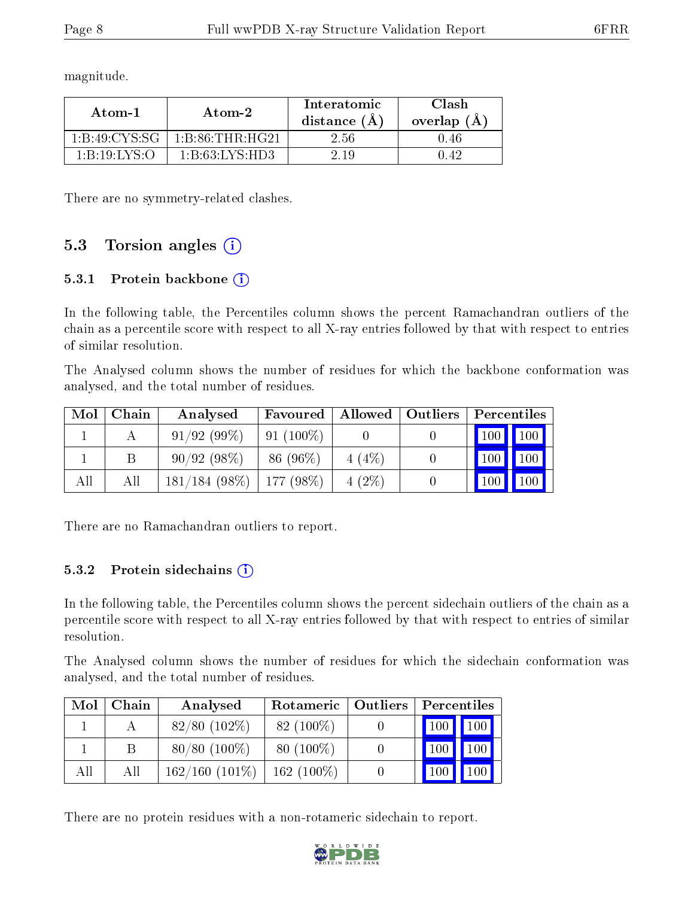magnitude.

| Atom-1 | Atom-2 | Interatomic distance (Å) | Clash overlap (Å) |
|---|---|---|---|
| 1:B:49:CYS:SG | 1:B:86:THR:HG21 | 2.56 | 0.46 |
| 1:B:19:LYS:O | 1:B:63:LYS:HD3 | 2.19 | 0.42 |

There are no symmetry-related clashes.

## 5.3 Torsion angles

### 5.3.1 Protein backbone

In the following table, the Percentiles column shows the percent Ramachandran outliers of the chain as a percentile score with respect to all X-ray entries followed by that with respect to entries of similar resolution.

The Analysed column shows the number of residues for which the backbone conformation was analysed, and the total number of residues.

| Mol | Chain | Analysed | Favoured | Allowed | Outliers | Percentiles | |
|---|---|---|---|---|---|---|---|
| 1 | A | 91/92 (99%) | 91 (100%) | 0 | 0 | 100 | 100 |
| 1 | B | 90/92 (98%) | 86 (96%) | 4 (4%) | 0 | 100 | 100 |
| All | All | 181/184 (98%) | 177 (98%) | 4 (2%) | 0 | 100 | 100 |

There are no Ramachandran outliers to report.

### 5.3.2 Protein sidechains

In the following table, the Percentiles column shows the percent sidechain outliers of the chain as a percentile score with respect to all X-ray entries followed by that with respect to entries of similar resolution.

The Analysed column shows the number of residues for which the sidechain conformation was analysed, and the total number of residues.

| Mol | Chain | Analysed | Rotameric | Outliers | Percentiles | |
|---|---|---|---|---|---|---|
| 1 | A | 82/80 (102%) | 82 (100%) | 0 | 100 | 100 |
| 1 | B | 80/80 (100%) | 80 (100%) | 0 | 100 | 100 |
| All | All | 162/160 (101%) | 162 (100%) | 0 | 100 | 100 |

There are no protein residues with a non-rotameric sidechain to report.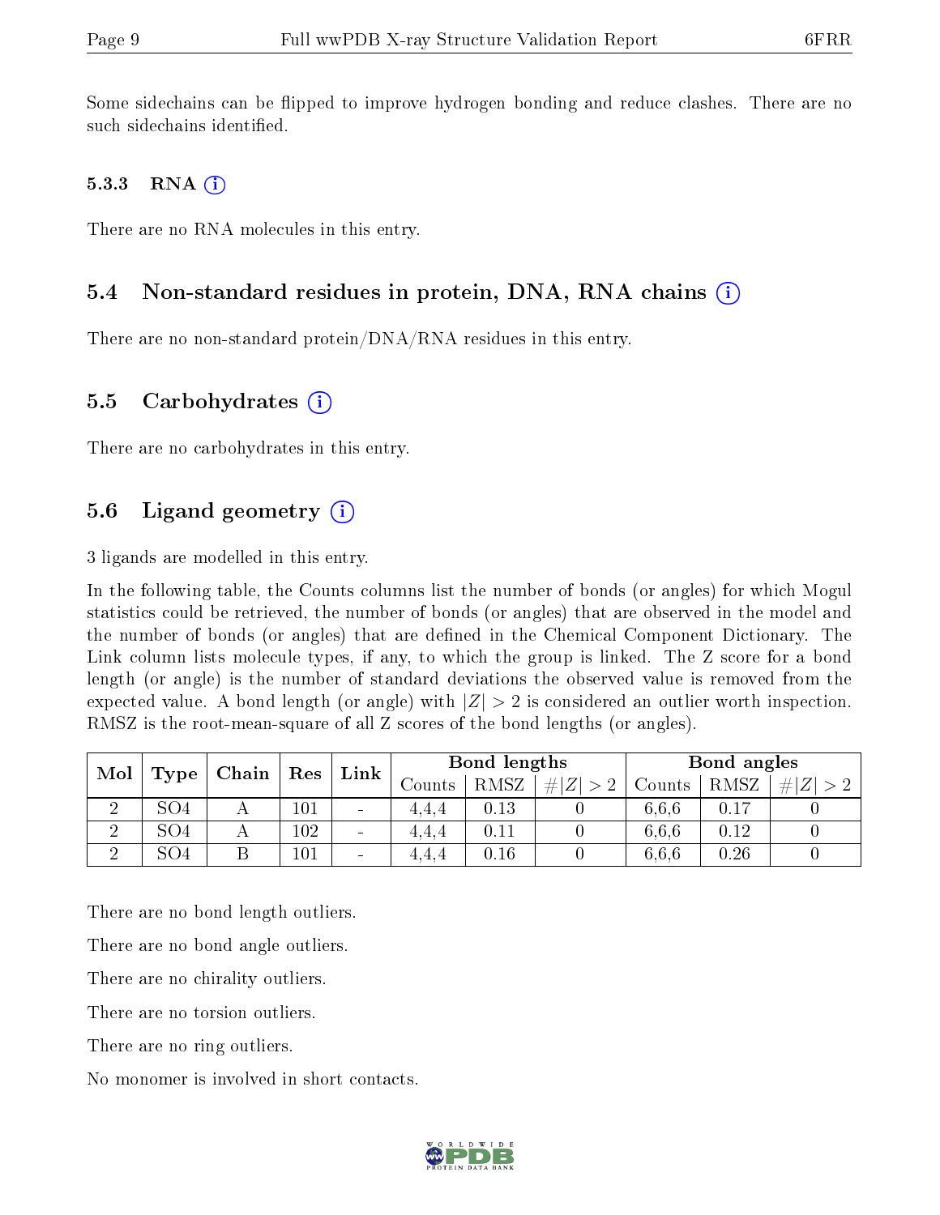Some sidechains can be flipped to improve hydrogen bonding and reduce clashes. There are no such sidechains identified.

### 5.3.3 RNA

There are no RNA molecules in this entry.

## 5.4 Non-standard residues in protein, DNA, RNA chains

There are no non-standard protein/DNA/RNA residues in this entry.

## 5.5 Carbohydrates

There are no carbohydrates in this entry.

## 5.6 Ligand geometry

3 ligands are modelled in this entry.

In the following table, the Counts columns list the number of bonds (or angles) for which Mogul statistics could be retrieved, the number of bonds (or angles) that are observed in the model and the number of bonds (or angles) that are defined in the Chemical Component Dictionary. The Link column lists molecule types, if any, to which the group is linked. The Z score for a bond length (or angle) is the number of standard deviations the observed value is removed from the expected value. A bond length (or angle) with $|Z| > 2$ is considered an outlier worth inspection. RMSZ is the root-mean-square of all Z scores of the bond lengths (or angles).

| Mol | Type | Chain | Res | Link | Bond lengths | | | Bond angles | | |
|---|---|---|---|---|---|---|---|---|---|---|
| | | | | | Counts | RMSZ | $\#\|Z\| > 2$ | Counts | RMSZ | $\#\|Z\| > 2$ |
| 2 | SO4 | A | 101 | - | 4,4,4 | 0.13 | 0 | 6,6,6 | 0.17 | 0 |
| 2 | SO4 | A | 102 | - | 4,4,4 | 0.11 | 0 | 6,6,6 | 0.12 | 0 |
| 2 | SO4 | B | 101 | - | 4,4,4 | 0.16 | 0 | 6,6,6 | 0.26 | 0 |

There are no bond length outliers.

There are no bond angle outliers.

There are no chirality outliers.

There are no torsion outliers.

There are no ring outliers.

No monomer is involved in short contacts.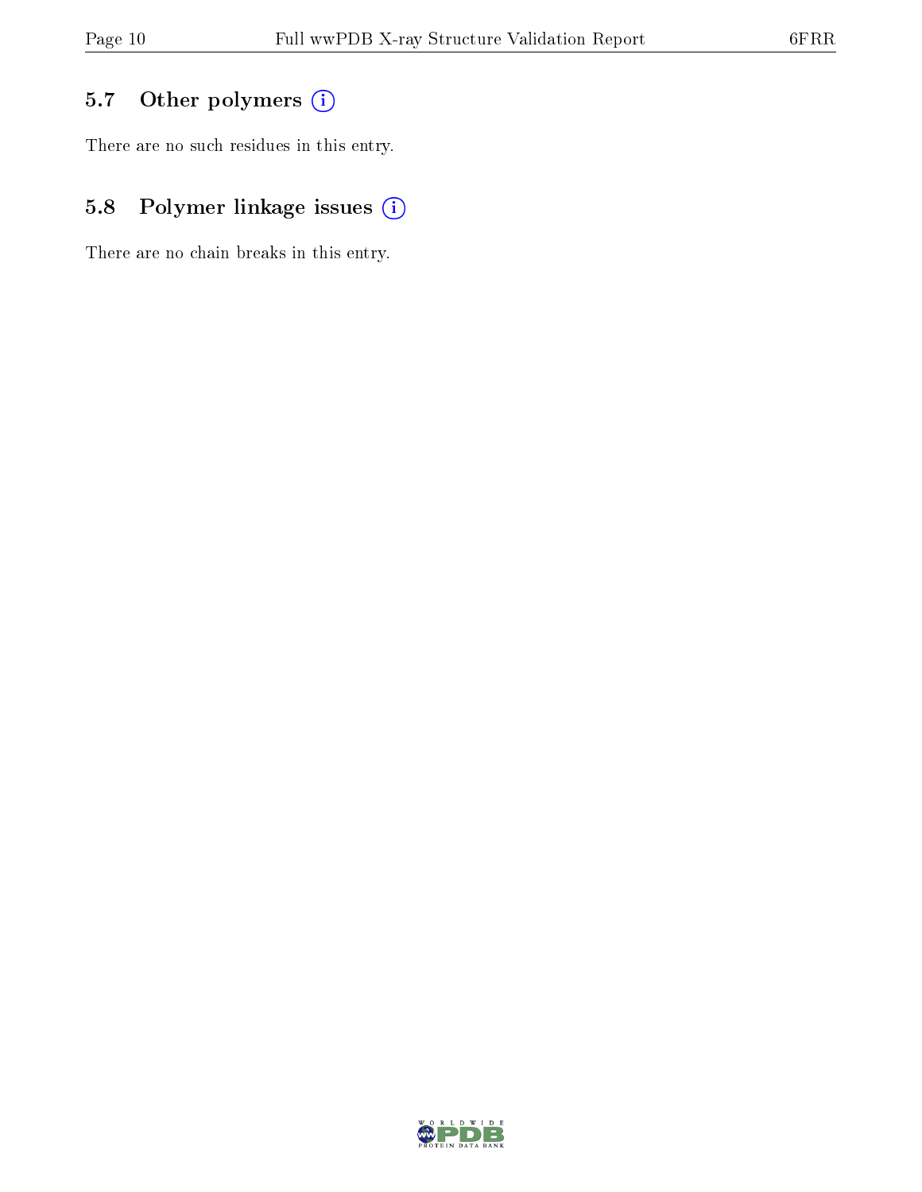## 5.7 Other polymers

There are no such residues in this entry.

## 5.8 Polymer linkage issues

There are no chain breaks in this entry.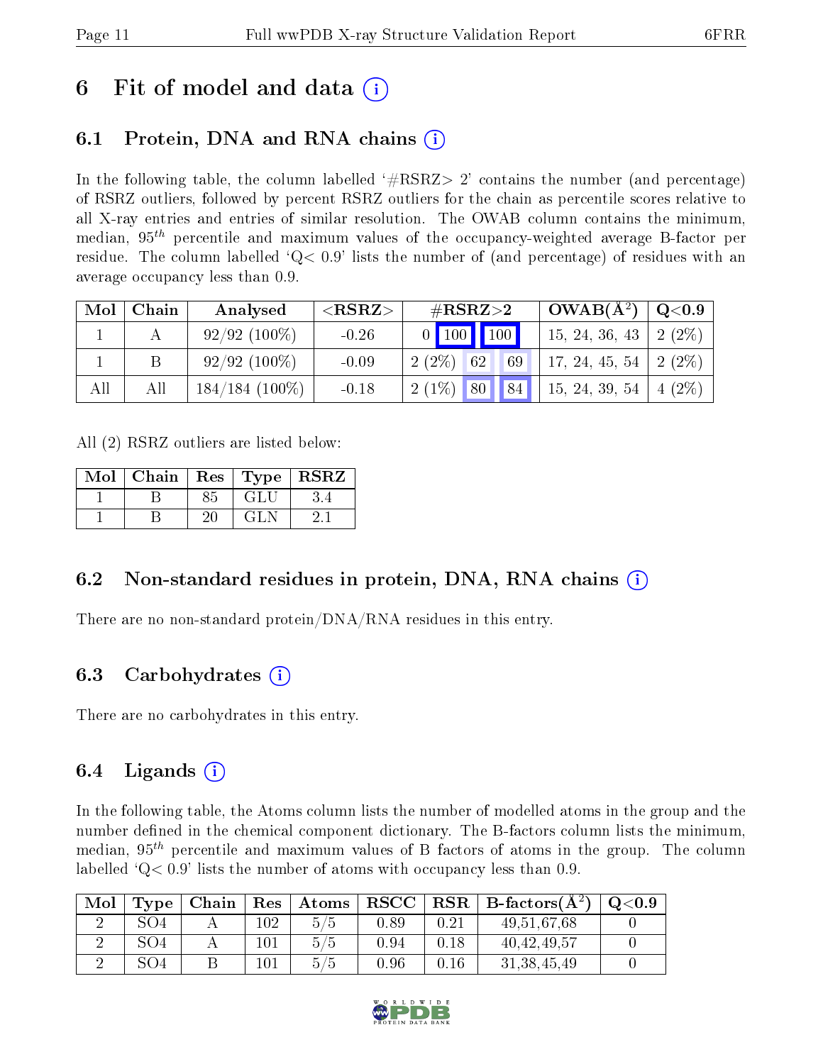# 6 Fit of model and data (i)

## 6.1 Protein, DNA and RNA chains (i)

In the following table, the column labelled '#RSRZ> 2' contains the number (and percentage) of RSRZ outliers, followed by percent RSRZ outliers for the chain as percentile scores relative to all X-ray entries and entries of similar resolution. The OWAB column contains the minimum, median, $95^{th}$ percentile and maximum values of the occupancy-weighted average B-factor per residue. The column labelled 'Q< 0.9' lists the number of (and percentage) of residues with an average occupancy less than 0.9.

| Mol | Chain | Analysed | <RSRZ> | #RSRZ>2 | | | OWAB(Å$^2$) | Q<0.9 |
|---|---|---|---|---|---|---|---|---|
| 1 | A | 92/92 (100%) | -0.26 | 0 | 100 | 100 | 15, 24, 36, 43 | 2 (2%) |
| 1 | B | 92/92 (100%) | -0.09 | 2 (2%) | 62 | 69 | 17, 24, 45, 54 | 2 (2%) |
| All | All | 184/184 (100%) | -0.18 | 2 (1%) | 80 | 84 | 15, 24, 39, 54 | 4 (2%) |

All (2) RSRZ outliers are listed below:

| Mol | Chain | Res | Type | RSRZ |
|---|---|---|---|---|
| 1 | B | 85 | GLU | 3.4 |
| 1 | B | 20 | GLN | 2.1 |

## 6.2 Non-standard residues in protein, DNA, RNA chains (i)

There are no non-standard protein/DNA/RNA residues in this entry.

## 6.3 Carbohydrates (i)

There are no carbohydrates in this entry.

## 6.4 Ligands (i)

In the following table, the Atoms column lists the number of modelled atoms in the group and the number defined in the chemical component dictionary. The B-factors column lists the minimum, median, $95^{th}$ percentile and maximum values of B factors of atoms in the group. The column labelled 'Q< 0.9' lists the number of atoms with occupancy less than 0.9.

| Mol | Type | Chain | Res | Atoms | RSCC | RSR | B-factors(Å$^2$) | Q<0.9 |
|---|---|---|---|---|---|---|---|---|
| 2 | SO4 | A | 102 | 5/5 | 0.89 | 0.21 | 49,51,67,68 | 0 |
| 2 | SO4 | A | 101 | 5/5 | 0.94 | 0.18 | 40,42,49,57 | 0 |
| 2 | SO4 | B | 101 | 5/5 | 0.96 | 0.16 | 31,38,45,49 | 0 |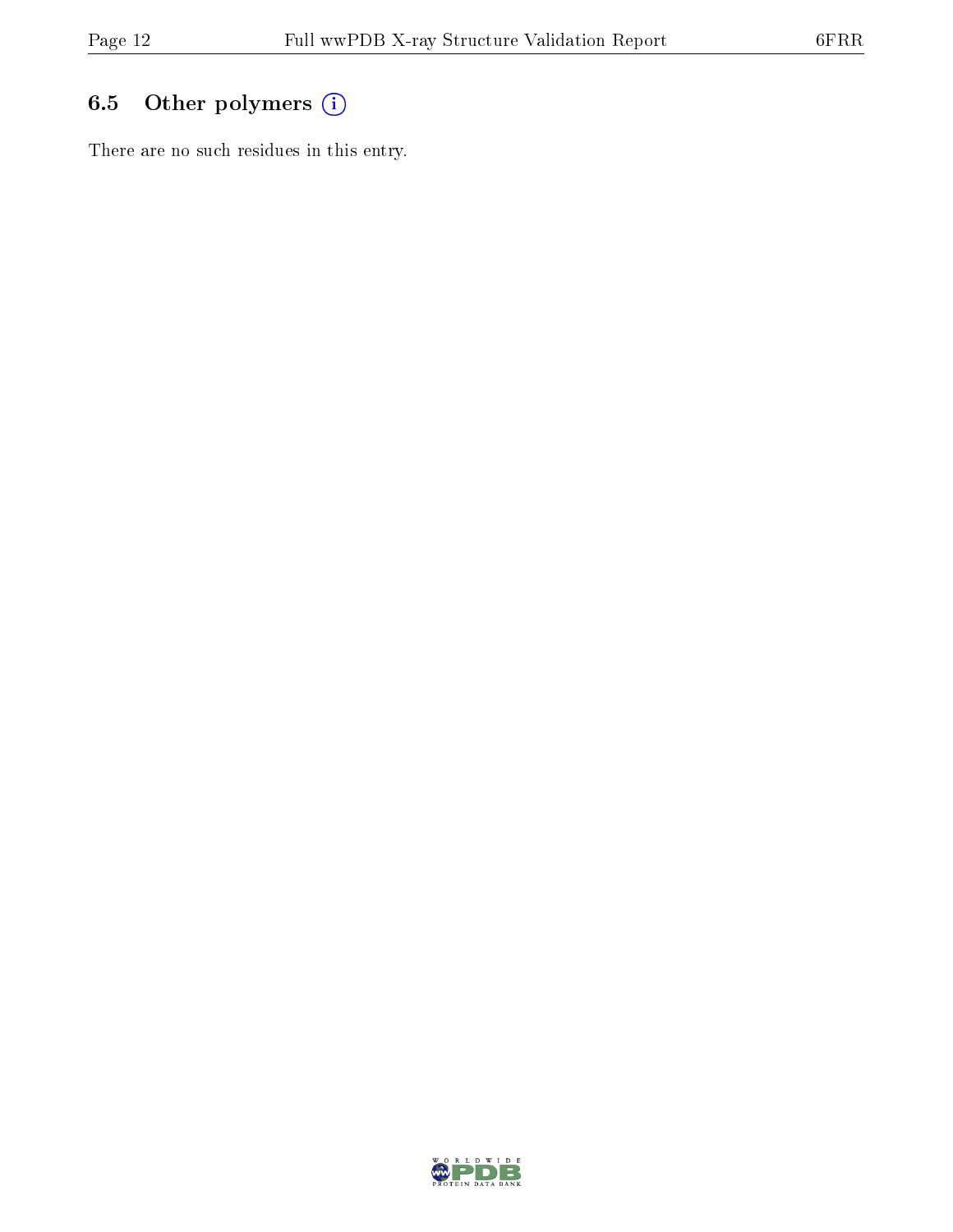## 6.5 Other polymers

There are no such residues in this entry.